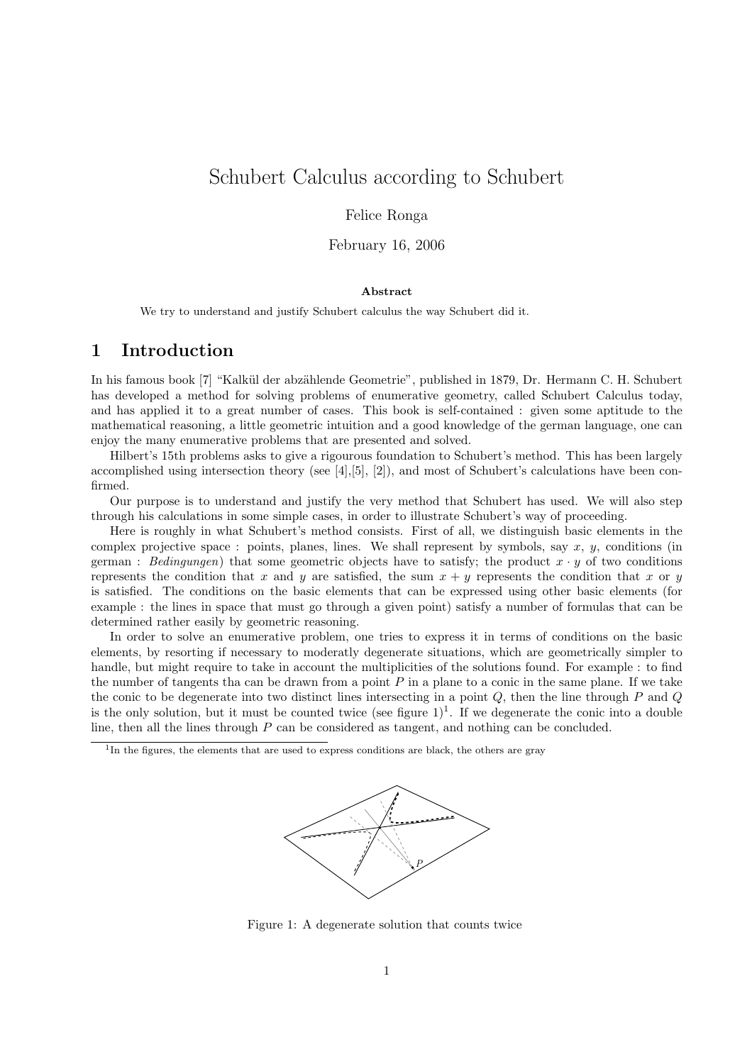# Schubert Calculus according to Schubert

Felice Ronga

February 16, 2006

**Abstract**

We try to understand and justify Schubert calculus the way Schubert did it.

## 1 Introduction

In his famous book [7] "Kalkül der abzählende Geometrie", published in 1879, Dr. Hermann C. H. Schubert has developed a method for solving problems of enumerative geometry, called Schubert Calculus today, and has applied it to a great number of cases. This book is self-contained : given some aptitude to the mathematical reasoning, a little geometric intuition and a good knowledge of the german language, one can enjoy the many enumerative problems that are presented and solved.

Hilbert's 15th problems asks to give a rigourous foundation to Schubert's method. This has been largely accomplished using intersection theory (see [4],[5], [2]), and most of Schubert's calculations have been confirmed.

Our purpose is to understand and justify the very method that Schubert has used. We will also step through his calculations in some simple cases, in order to illustrate Schubert's way of proceeding.

Here is roughly in what Schubert's method consists. First of all, we distinguish basic elements in the complex projective space : points, planes, lines. We shall represent by symbols, say $x$, $y$, conditions (in german : *Bedingungen*) that some geometric objects have to satisfy; the product $x \cdot y$ of two conditions represents the condition that $x$ and $y$ are satisfied, the sum $x + y$ represents the condition that $x$ or $y$ is satisfied. The conditions on the basic elements that can be expressed using other basic elements (for example : the lines in space that must go through a given point) satisfy a number of formulas that can be determined rather easily by geometric reasoning.

In order to solve an enumerative problem, one tries to express it in terms of conditions on the basic elements, by resorting if necessary to moderately degenerate situations, which are geometrically simpler to handle, but might require to take in account the multiplicities of the solutions found. For example : to find the number of tangents tha can be drawn from a point $P$ in a plane to a conic in the same plane. If we take the conic to be degenerate into two distinct lines intersecting in a point $Q$, then the line through $P$ and $Q$ is the only solution, but it must be counted twice (see figure 1)[1]. If we degenerate the conic into a double line, then all the lines through $P$ can be considered as tangent, and nothing can be concluded.

[1] In the figures, the elements that are used to express conditions are black, the others are gray

Figure 1: A degenerate solution that counts twice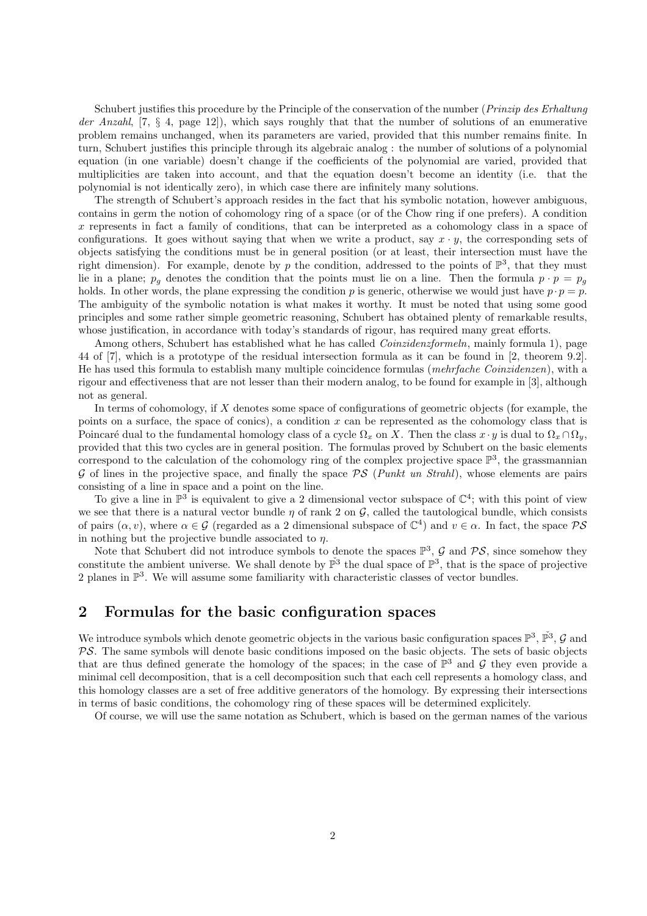Schubert justifies this procedure by the Principle of the conservation of the number (*Prinzip des Erhaltung der Anzahl*, [7, § 4, page 12]), which says roughly that that the number of solutions of an enumerative problem remains unchanged, when its parameters are varied, provided that this number remains finite. In turn, Schubert justifies this principle through its algebraic analog : the number of solutions of a polynomial equation (in one variable) doesn't change if the coefficients of the polynomial are varied, provided that multiplicities are taken into account, and that the equation doesn't become an identity (i.e. that the polynomial is not identically zero), in which case there are infinitely many solutions.

The strength of Schubert's approach resides in the fact that his symbolic notation, however ambiguous, contains in germ the notion of cohomology ring of a space (or of the Chow ring if one prefers). A condition $x$ represents in fact a family of conditions, that can be interpreted as a cohomology class in a space of configurations. It goes without saying that when we write a product, say $x \cdot y$, the corresponding sets of objects satisfying the conditions must be in general position (or at least, their intersection must have the right dimension). For example, denote by $p$ the condition, addressed to the points of $\mathbb{P}^3$, that they must lie in a plane; $p_g$ denotes the condition that the points must lie on a line. Then the formula $p \cdot p = p_g$ holds. In other words, the plane expressing the condition $p$ is generic, otherwise we would just have $p \cdot p = p$. The ambiguity of the symbolic notation is what makes it worthy. It must be noted that using some good principles and some rather simple geometric reasoning, Schubert has obtained plenty of remarkable results, whose justification, in accordance with today's standards of rigour, has required many great efforts.

Among others, Schubert has established what he has called *Coinzidenzformeln*, mainly formula 1), page 44 of [7], which is a prototype of the residual intersection formula as it can be found in [2, theorem 9.2]. He has used this formula to establish many multiple coincidence formulas (*mehrfache Coinzidenzen*), with a rigour and effectiveness that are not lesser than their modern analog, to be found for example in [3], although not as general.

In terms of cohomology, if $X$ denotes some space of configurations of geometric objects (for example, the points on a surface, the space of conics), a condition $x$ can be represented as the cohomology class that is Poincaré dual to the fundamental homology class of a cycle $\Omega_x$ on $X$. Then the class $x \cdot y$ is dual to $\Omega_x \cap \Omega_y$, provided that this two cycles are in general position. The formulas proved by Schubert on the basic elements correspond to the calculation of the cohomology ring of the complex projective space $\mathbb{P}^3$, the grassmannian $\mathcal{G}$ of lines in the projective space, and finally the space $\mathcal{PS}$ (*Punkt un Strahl*), whose elements are pairs consisting of a line in space and a point on the line.

To give a line in $\mathbb{P}^3$ is equivalent to give a 2 dimensional vector subspace of $\mathbb{C}^4$; with this point of view we see that there is a natural vector bundle $\eta$ of rank 2 on $\mathcal{G}$, called the tautological bundle, which consists of pairs $(\alpha, v)$, where $\alpha \in \mathcal{G}$ (regarded as a 2 dimensional subspace of $\mathbb{C}^4$) and $v \in \alpha$. In fact, the space $\mathcal{PS}$ in nothing but the projective bundle associated to $\eta$.

Note that Schubert did not introduce symbols to denote the spaces $\mathbb{P}^3$, $\mathcal{G}$ and $\mathcal{PS}$, since somehow they constitute the ambient universe. We shall denote by $\check{\mathbb{P}^3}$ the dual space of $\mathbb{P}^3$, that is the space of projective 2 planes in $\mathbb{P}^3$. We will assume some familiarity with characteristic classes of vector bundles.

## 2 Formulas for the basic configuration spaces

We introduce symbols which denote geometric objects in the various basic configuration spaces $\mathbb{P}^3$, $\check{\mathbb{P}^3}$, $\mathcal{G}$ and $\mathcal{PS}$. The same symbols will denote basic conditions imposed on the basic objects. The sets of basic objects that are thus defined generate the homology of the spaces; in the case of $\mathbb{P}^3$ and $\mathcal{G}$ they even provide a minimal cell decomposition, that is a cell decomposition such that each cell represents a homology class, and this homology classes are a set of free additive generators of the homology. By expressing their intersections in terms of basic conditions, the cohomology ring of these spaces will be determined explicitely.

Of course, we will use the same notation as Schubert, which is based on the german names of the various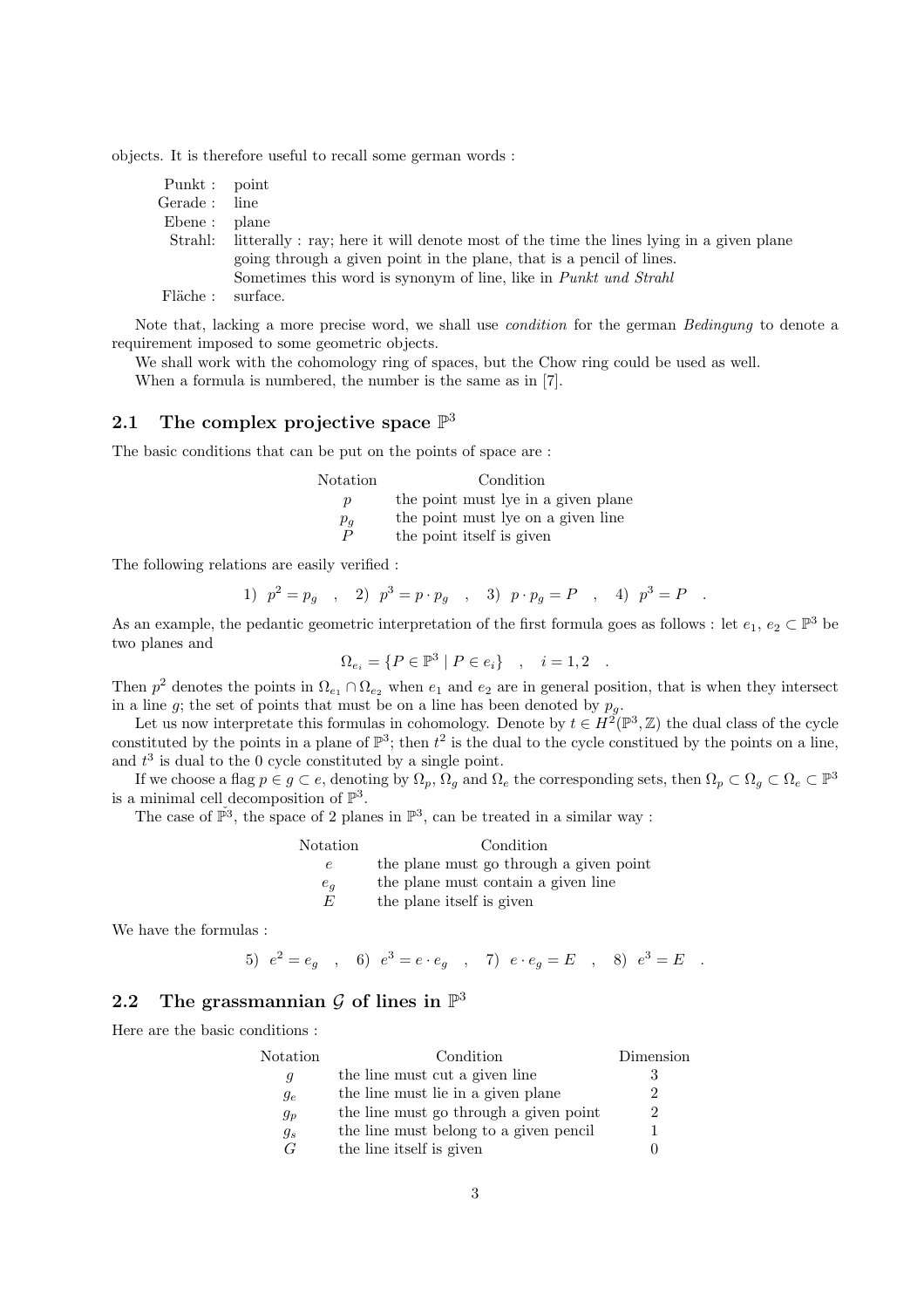objects. It is therefore useful to recall some german words :

| | |
|---|---|
| Punkt : | point |
| Gerade : | line |
| Ebene : | plane |
| Strahl: | litterally : ray; here it will denote most of the time the lines lying in a given plane going through a given point in the plane, that is a pencil of lines. Sometimes this word is synonym of line, like in *Punkt und Strahl* |
| Fläche : | surface. |

Note that, lacking a more precise word, we shall use *condition* for the german *Bedingung* to denote a requirement imposed to some geometric objects.

We shall work with the cohomology ring of spaces, but the Chow ring could be used as well.

When a formula is numbered, the number is the same as in [7].

## 2.1 The complex projective space $\mathbb{P}^3$

The basic conditions that can be put on the points of space are :

| Notation | Condition |
|---|---|
| $p$ | the point must lye in a given plane |
| $p_g$ | the point must lye on a given line |
| $P$ | the point itself is given |

The following relations are easily verified :

$$1)\ \ p^2 = p_g \quad , \quad 2)\ \ p^3 = p \cdot p_g \quad , \quad 3)\ \ p \cdot p_g = P \quad , \quad 4)\ \ p^3 = P \quad .$$

As an example, the pedantic geometric interpretation of the first formula goes as follows : let $e_1$, $e_2 \subset \mathbb{P}^3$ be two planes and

$$\Omega_{e_i} = \{P \in \mathbb{P}^3 \mid P \in e_i\} \quad , \quad i = 1, 2 \quad .$$

Then $p^2$ denotes the points in $\Omega_{e_1} \cap \Omega_{e_2}$ when $e_1$ and $e_2$ are in general position, that is when they intersect in a line $g$; the set of points that must be on a line has been denoted by $p_g$.

Let us now interpretate this formulas in cohomology. Denote by $t \in H^2(\mathbb{P}^3, \mathbb{Z})$ the dual class of the cycle constituted by the points in a plane of $\mathbb{P}^3$; then $t^2$ is the dual to the cycle constitued by the points on a line, and $t^3$ is dual to the 0 cycle constituted by a single point.

If we choose a flag $p \in g \subset e$, denoting by $\Omega_p$, $\Omega_g$ and $\Omega_e$ the corresponding sets, then $\Omega_p \subset \Omega_g \subset \Omega_e \subset \mathbb{P}^3$ is a minimal cell decomposition of $\mathbb{P}^3$.

The case of $\check{\mathbb{P}}^3$, the space of 2 planes in $\mathbb{P}^3$, can be treated in a similar way :

| Notation | Condition |
|---|---|
| $e$ | the plane must go through a given point |
| $e_g$ | the plane must contain a given line |
| $E$ | the plane itself is given |

We have the formulas :

$$5)\ \ e^2 = e_g \quad , \quad 6)\ \ e^3 = e \cdot e_g \quad , \quad 7)\ \ e \cdot e_g = E \quad , \quad 8)\ \ e^3 = E \quad .$$

## 2.2 The grassmannian $\mathcal{G}$ of lines in $\mathbb{P}^3$

Here are the basic conditions :

| Notation | Condition | Dimension |
|---|---|---|
| $g$ | the line must cut a given line | 3 |
| $g_e$ | the line must lie in a given plane | 2 |
| $g_p$ | the line must go through a given point | 2 |
| $g_s$ | the line must belong to a given pencil | 1 |
| $G$ | the line itself is given | 0 |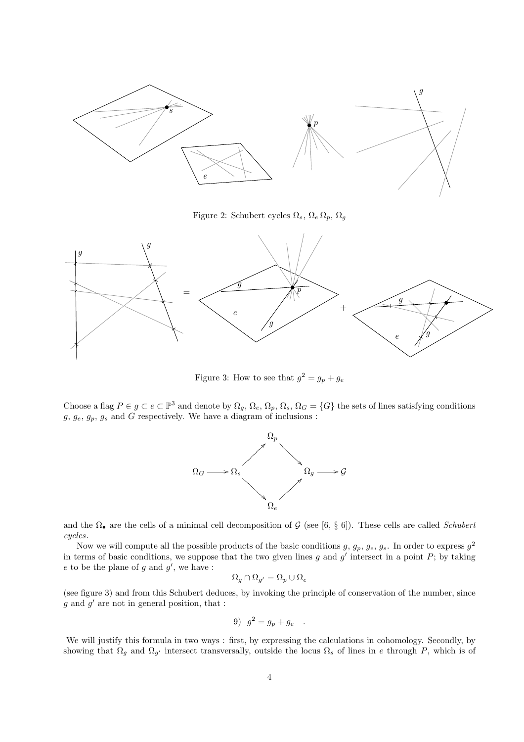Figure 2: Schubert cycles $\Omega_s$, $\Omega_e$ $\Omega_p$, $\Omega_g$

Figure 3: How to see that $g^2 = g_p + g_e$

Choose a flag $P \in g \subset e \subset \mathbb{P}^3$ and denote by $\Omega_g$, $\Omega_e$, $\Omega_p$, $\Omega_s$, $\Omega_G = \{G\}$ the sets of lines satisfying conditions $g$, $g_e$, $g_p$, $g_s$ and $G$ respectively. We have a diagram of inclusions :

$$
\begin{array}{ccccccc}
 & & & \Omega_p & & & \\
 & & \nearrow & & \searrow & & \\
\Omega_G & \longrightarrow \Omega_s & & & & \Omega_g & \longrightarrow \mathcal{G} \\
 & & \searrow & & \nearrow & & \\
 & & & \Omega_e & & &
\end{array}
$$

and the $\Omega_\bullet$ are the cells of a minimal cell decomposition of $\mathcal{G}$ (see [6, § 6]). These cells are called *Schubert cycles*.

Now we will compute all the possible products of the basic conditions $g$, $g_p$, $g_e$, $g_s$. In order to express $g^2$ in terms of basic conditions, we suppose that the two given lines $g$ and $g'$ intersect in a point $P$; by taking $e$ to be the plane of $g$ and $g'$, we have :

$$\Omega_g \cap \Omega_{g'} = \Omega_p \cup \Omega_e$$

(see figure 3) and from this Schubert deduces, by invoking the principle of conservation of the number, since $g$ and $g'$ are not in general position, that :

$$9) \;\; g^2 = g_p + g_e \quad .$$

We will justify this formula in two ways : first, by expressing the calculations in cohomology. Secondly, by showing that $\Omega_g$ and $\Omega_{g'}$ intersect transversally, outside the locus $\Omega_s$ of lines in $e$ through $P$, which is of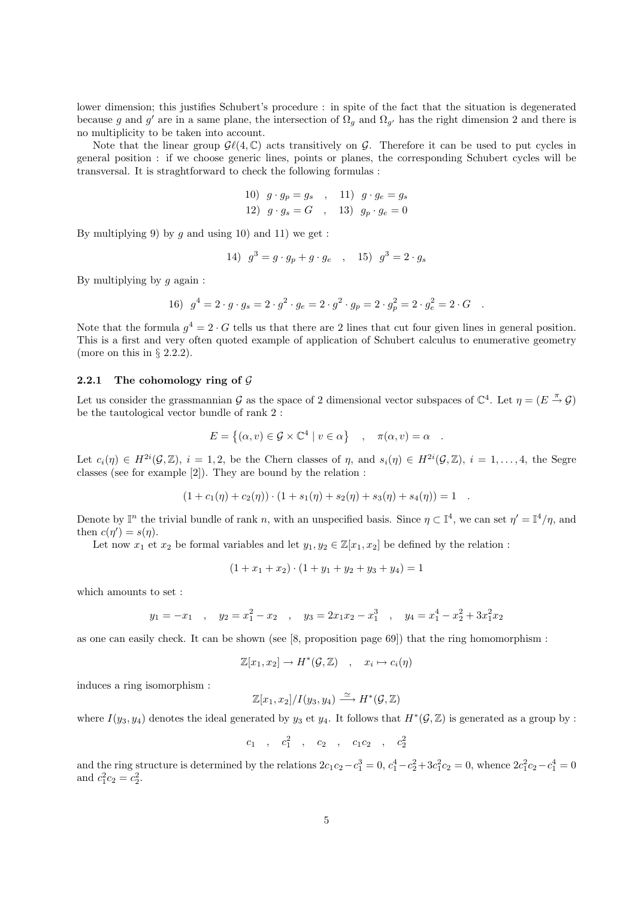lower dimension; this justifies Schubert's procedure : in spite of the fact that the situation is degenerated because $g$ and $g'$ are in a same plane, the intersection of $\Omega_g$ and $\Omega_{g'}$ has the right dimension 2 and there is no multiplicity to be taken into account.

Note that the linear group $\mathcal{G}\ell(4,\mathbb{C})$ acts transitively on $\mathcal{G}$. Therefore it can be used to put cycles in general position : if we choose generic lines, points or planes, the corresponding Schubert cycles will be transversal. It is straghtforward to check the following formulas :

$$10)\ \ g \cdot g_p = g_s \quad , \quad 11)\ \ g \cdot g_e = g_s$$
$$12)\ \ g \cdot g_s = G \quad , \quad 13)\ \ g_p \cdot g_e = 0$$

By multiplying 9) by $g$ and using 10) and 11) we get :

$$14)\ \ g^3 = g \cdot g_p + g \cdot g_e \quad , \quad 15)\ \ g^3 = 2 \cdot g_s$$

By multiplying by $g$ again :

$$16)\ \ g^4 = 2 \cdot g \cdot g_s = 2 \cdot g^2 \cdot g_e = 2 \cdot g^2 \cdot g_p = 2 \cdot g_p^2 = 2 \cdot g_e^2 = 2 \cdot G \quad .$$

Note that the formula $g^4 = 2 \cdot G$ tells us that there are 2 lines that cut four given lines in general position. This is a first and very often quoted example of application of Schubert calculus to enumerative geometry (more on this in § 2.2.2).

### 2.2.1 The cohomology ring of $\mathcal{G}$

Let us consider the grassmannian $\mathcal{G}$ as the space of 2 dimensional vector subspaces of $\mathbb{C}^4$. Let $\eta = (E \xrightarrow{\pi} \mathcal{G})$ be the tautological vector bundle of rank 2 :

$$E = \left\{(\alpha, v) \in \mathcal{G} \times \mathbb{C}^4 \mid v \in \alpha\right\} \quad , \quad \pi(\alpha, v) = \alpha \quad .$$

Let $c_i(\eta) \in H^{2i}(\mathcal{G},\mathbb{Z})$, $i = 1, 2$, be the Chern classes of $\eta$, and $s_i(\eta) \in H^{2i}(\mathcal{G},\mathbb{Z})$, $i = 1,\ldots,4$, the Segre classes (see for example [2]). They are bound by the relation :

$$(1 + c_1(\eta) + c_2(\eta)) \cdot (1 + s_1(\eta) + s_2(\eta) + s_3(\eta) + s_4(\eta)) = 1 \quad .$$

Denote by $\mathbb{I}^n$ the trivial bundle of rank $n$, with an unspecified basis. Since $\eta \subset \mathbb{I}^4$, we can set $\eta' = \mathbb{I}^4/\eta$, and then $c(\eta') = s(\eta)$.

Let now $x_1$ et $x_2$ be formal variables and let $y_1, y_2 \in \mathbb{Z}[x_1, x_2]$ be defined by the relation :

$$(1 + x_1 + x_2) \cdot (1 + y_1 + y_2 + y_3 + y_4) = 1$$

which amounts to set :

$$y_1 = -x_1 \quad , \quad y_2 = x_1^2 - x_2 \quad , \quad y_3 = 2x_1x_2 - x_1^3 \quad , \quad y_4 = x_1^4 - x_2^2 + 3x_1^2x_2$$

as one can easily check. It can be shown (see [8, proposition page 69]) that the ring homomorphism :

$$\mathbb{Z}[x_1, x_2] \to H^*(\mathcal{G},\mathbb{Z}) \quad , \quad x_i \mapsto c_i(\eta)$$

induces a ring isomorphism :

$$\mathbb{Z}[x_1, x_2]/I(y_3, y_4) \xrightarrow{\simeq} H^*(\mathcal{G},\mathbb{Z})$$

where $I(y_3, y_4)$ denotes the ideal generated by $y_3$ et $y_4$. It follows that $H^*(\mathcal{G},\mathbb{Z})$ is generated as a group by :

$$c_1 \quad , \quad c_1^2 \quad , \quad c_2 \quad , \quad c_1c_2 \quad , \quad c_2^2$$

and the ring structure is determined by the relations $2c_1c_2 - c_1^3 = 0$, $c_1^4 - c_2^2 + 3c_1^2c_2 = 0$, whence $2c_1^2c_2 - c_1^4 = 0$ and $c_1^2c_2 = c_2^2$.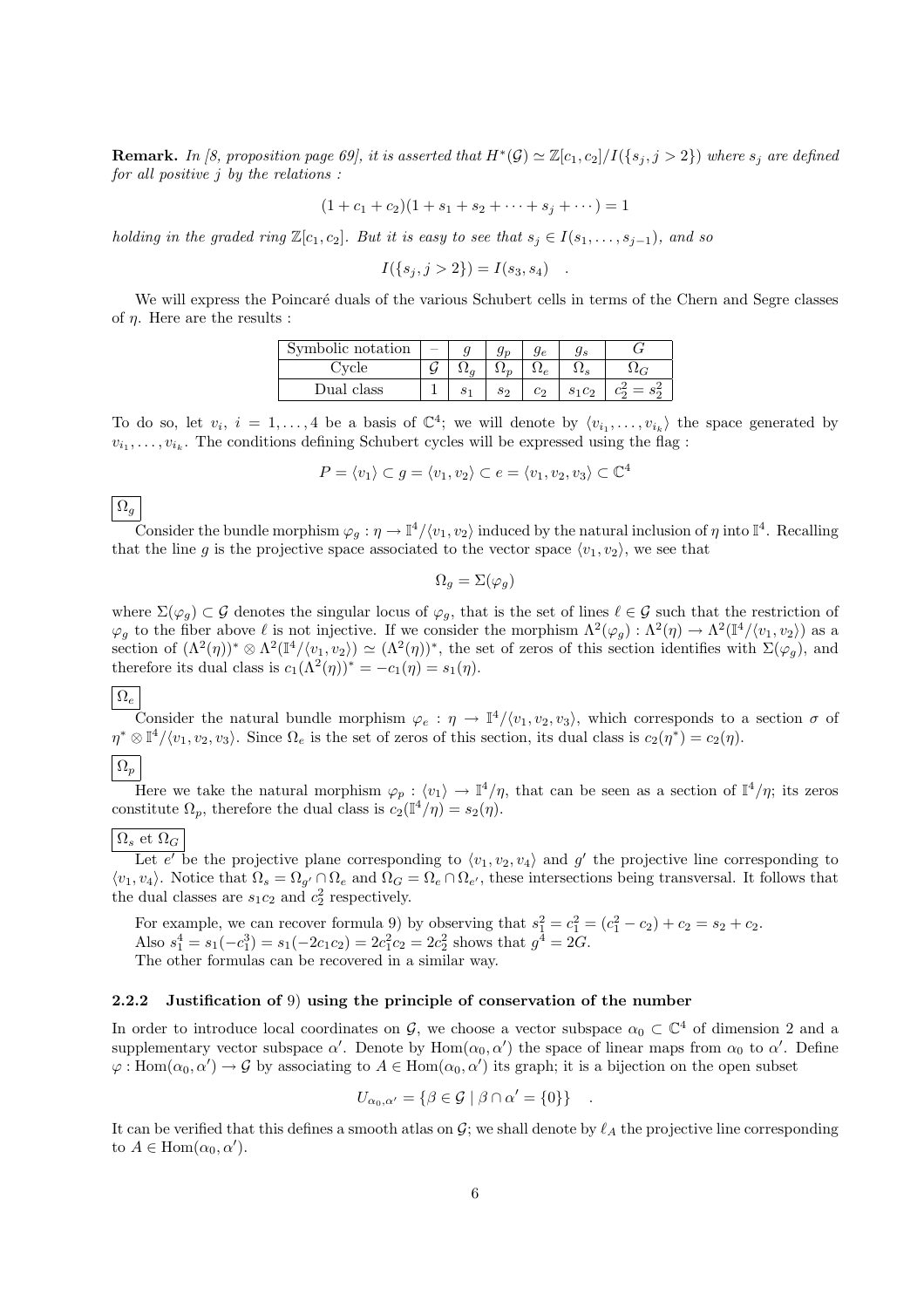**Remark.** *In [8, proposition page 69], it is asserted that $H^*(\mathcal{G}) \simeq \mathbb{Z}[c_1, c_2]/I(\{s_j, j > 2\})$ where $s_j$ are defined for all positive $j$ by the relations :*

$$(1 + c_1 + c_2)(1 + s_1 + s_2 + \cdots + s_j + \cdots) = 1$$

*holding in the graded ring $\mathbb{Z}[c_1, c_2]$. But it is easy to see that $s_j \in I(s_1, \ldots, s_{j-1})$, and so*

$$I(\{s_j, j > 2\}) = I(s_3, s_4) \quad .$$

We will express the Poincaré duals of the various Schubert cells in terms of the Chern and Segre classes of $\eta$. Here are the results :

| Symbolic notation | $-$ | $g$ | $g_p$ | $g_e$ | $g_s$ | $G$ |
|---|---|---|---|---|---|---|
| Cycle | $\mathcal{G}$ | $\Omega_g$ | $\Omega_p$ | $\Omega_e$ | $\Omega_s$ | $\Omega_G$ |
| Dual class | 1 | $s_1$ | $s_2$ | $c_2$ | $s_1c_2$ | $c_2^2 = s_2^2$ |

To do so, let $v_i$, $i = 1, \ldots, 4$ be a basis of $\mathbb{C}^4$; we will denote by $\langle v_{i_1}, \ldots, v_{i_k} \rangle$ the space generated by $v_{i_1}, \ldots, v_{i_k}$. The conditions defining Schubert cycles will be expressed using the flag :

$$P = \langle v_1 \rangle \subset g = \langle v_1, v_2 \rangle \subset e = \langle v_1, v_2, v_3 \rangle \subset \mathbb{C}^4$$

$\boxed{\Omega_g}$

Consider the bundle morphism $\varphi_g : \eta \to \mathbb{I}^4/\langle v_1, v_2 \rangle$ induced by the natural inclusion of $\eta$ into $\mathbb{I}^4$. Recalling that the line $g$ is the projective space associated to the vector space $\langle v_1, v_2 \rangle$, we see that

$$\Omega_g = \Sigma(\varphi_g)$$

where $\Sigma(\varphi_g) \subset \mathcal{G}$ denotes the singular locus of $\varphi_g$, that is the set of lines $\ell \in \mathcal{G}$ such that the restriction of $\varphi_g$ to the fiber above $\ell$ is not injective. If we consider the morphism $\Lambda^2(\varphi_g) : \Lambda^2(\eta) \to \Lambda^2(\mathbb{I}^4/\langle v_1, v_2 \rangle)$ as a section of $(\Lambda^2(\eta))^* \otimes \Lambda^2(\mathbb{I}^4/\langle v_1, v_2 \rangle) \simeq (\Lambda^2(\eta))^*$, the set of zeros of this section identifies with $\Sigma(\varphi_g)$, and therefore its dual class is $c_1(\Lambda^2(\eta))^* = -c_1(\eta) = s_1(\eta)$.

$\boxed{\Omega_e}$

Consider the natural bundle morphism $\varphi_e : \eta \to \mathbb{I}^4/\langle v_1, v_2, v_3 \rangle$, which corresponds to a section $\sigma$ of $\eta^* \otimes \mathbb{I}^4/\langle v_1, v_2, v_3 \rangle$. Since $\Omega_e$ is the set of zeros of this section, its dual class is $c_2(\eta^*) = c_2(\eta)$.

$\boxed{\Omega_p}$

Here we take the natural morphism $\varphi_p : \langle v_1 \rangle \to \mathbb{I}^4/\eta$, that can be seen as a section of $\mathbb{I}^4/\eta$; its zeros constitute $\Omega_p$, therefore the dual class is $c_2(\mathbb{I}^4/\eta) = s_2(\eta)$.

$\boxed{\Omega_s \text{ et } \Omega_G}$

Let $e'$ be the projective plane corresponding to $\langle v_1, v_2, v_4 \rangle$ and $g'$ the projective line corresponding to $\langle v_1, v_4 \rangle$. Notice that $\Omega_s = \Omega_{g'} \cap \Omega_e$ and $\Omega_G = \Omega_e \cap \Omega_{e'}$, these intersections being transversal. It follows that the dual classes are $s_1c_2$ and $c_2^2$ respectively.

For example, we can recover formula 9) by observing that $s_1^2 = c_1^2 = (c_1^2 - c_2) + c_2 = s_2 + c_2$.
Also $s_1^4 = s_1(-c_1^3) = s_1(-2c_1c_2) = 2c_1^2c_2 = 2c_2^2$ shows that $g^4 = 2G$.
The other formulas can be recovered in a similar way.

### 2.2.2 Justification of 9) using the principle of conservation of the number

In order to introduce local coordinates on $\mathcal{G}$, we choose a vector subspace $\alpha_0 \subset \mathbb{C}^4$ of dimension 2 and a supplementary vector subspace $\alpha'$. Denote by $\mathrm{Hom}(\alpha_0, \alpha')$ the space of linear maps from $\alpha_0$ to $\alpha'$. Define $\varphi : \mathrm{Hom}(\alpha_0, \alpha') \to \mathcal{G}$ by associating to $A \in \mathrm{Hom}(\alpha_0, \alpha')$ its graph; it is a bijection on the open subset

$$U_{\alpha_0,\alpha'} = \{\beta \in \mathcal{G} \mid \beta \cap \alpha' = \{0\}\} \quad .$$

It can be verified that this defines a smooth atlas on $\mathcal{G}$; we shall denote by $\ell_A$ the projective line corresponding to $A \in \mathrm{Hom}(\alpha_0, \alpha')$.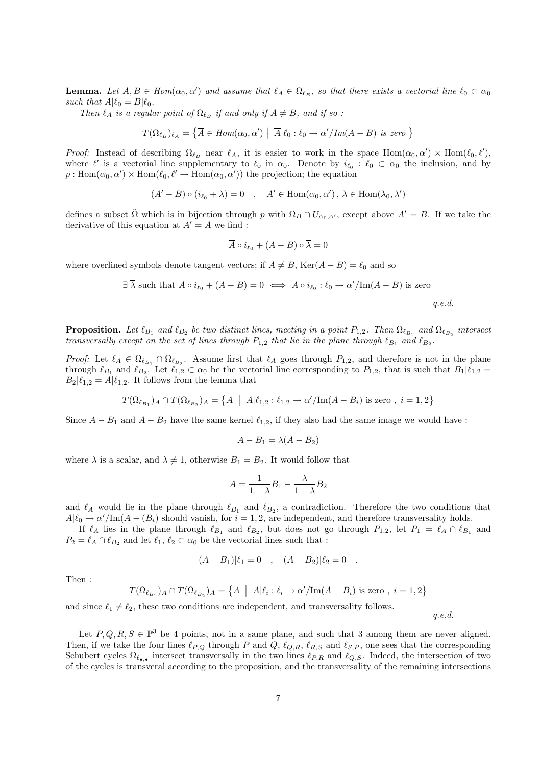**Lemma.** *Let $A, B \in Hom(\alpha_0, \alpha')$ and assume that $\ell_A \in \Omega_{\ell_B}$, so that there exists a vectorial line $\ell_0 \subset \alpha_0$ such that $A|\ell_0 = B|\ell_0$.*

*Then $\ell_A$ is a regular point of $\Omega_{\ell_B}$ if and only if $A \neq B$, and if so :*

$$T(\Omega_{\ell_B})_{\ell_A} = \left\{ \overline{A} \in Hom(\alpha_0, \alpha') \;\middle|\; \overline{A}|\ell_0 : \ell_0 \to \alpha'/Im(A-B) \text{ is zero} \right\}$$

*Proof:* Instead of describing $\Omega_{\ell_B}$ near $\ell_A$, it is easier to work in the space $\mathrm{Hom}(\alpha_0, \alpha') \times \mathrm{Hom}(\ell_0, \ell')$, where $\ell'$ is a vectorial line supplementary to $\ell_0$ in $\alpha_0$. Denote by $i_{\ell_0} : \ell_0 \subset \alpha_0$ the inclusion, and by $p : \mathrm{Hom}(\alpha_0, \alpha') \times \mathrm{Hom}(\ell_0, \ell' \to \mathrm{Hom}(\alpha_0, \alpha'))$ the projection; the equation

$$(A' - B) \circ (i_{\ell_0} + \lambda) = 0 \quad , \quad A' \in \mathrm{Hom}(\alpha_0, \alpha') \, , \, \lambda \in \mathrm{Hom}(\lambda_0, \lambda')$$

defines a subset $\tilde{\Omega}$ which is in bijection through $p$ with $\Omega_B \cap U_{\alpha_0, \alpha'}$, except above $A' = B$. If we take the derivative of this equation at $A' = A$ we find :

$$\overline{A} \circ i_{\ell_0} + (A - B) \circ \overline{\lambda} = 0$$

where overlined symbols denote tangent vectors; if $A \neq B$, $\mathrm{Ker}(A - B) = \ell_0$ and so

$$\exists \, \overline{\lambda} \text{ such that } \overline{A} \circ i_{\ell_0} + (A - B) = 0 \iff \overline{A} \circ i_{\ell_0} : \ell_0 \to \alpha'/\mathrm{Im}(A - B) \text{ is zero}$$

*q.e.d.*

**Proposition.** *Let $\ell_{B_1}$ and $\ell_{B_2}$ be two distinct lines, meeting in a point $P_{1,2}$. Then $\Omega_{\ell_{B_1}}$ and $\Omega_{\ell_{B_2}}$ intersect transversally except on the set of lines through $P_{1,2}$ that lie in the plane through $\ell_{B_1}$ and $\ell_{B_2}$.*

*Proof:* Let $\ell_A \in \Omega_{\ell_{B_1}} \cap \Omega_{\ell_{B_2}}$. Assume first that $\ell_A$ goes through $P_{1,2}$, and therefore is not in the plane through $\ell_{B_1}$ and $\ell_{B_2}$. Let $\ell_{1,2} \subset \alpha_0$ be the vectorial line corresponding to $P_{1,2}$, that is such that $B_1|\ell_{1,2} = B_2|\ell_{1,2} = A|\ell_{1,2}$. It follows from the lemma that

$$T(\Omega_{\ell_{B_1}})_A \cap T(\Omega_{\ell_{B_2}})_A = \left\{ \overline{A} \;\middle|\; \overline{A}|\ell_{1,2} : \ell_{1,2} \to \alpha'/\mathrm{Im}(A - B_i) \text{ is zero} \, , \, i = 1, 2 \right\}$$

Since $A - B_1$ and $A - B_2$ have the same kernel $\ell_{1,2}$, if they also had the same image we would have :

$$A - B_1 = \lambda (A - B_2)$$

where $\lambda$ is a scalar, and $\lambda \neq 1$, otherwise $B_1 = B_2$. It would follow that

$$A = \frac{1}{1 - \lambda} B_1 - \frac{\lambda}{1 - \lambda} B_2$$

and $\ell_A$ would lie in the plane through $\ell_{B_1}$ and $\ell_{B_2}$, a contradiction. Therefore the two conditions that $\overline{A}|\ell_0 \to \alpha'/\mathrm{Im}(A - (B_i)$ should vanish, for $i = 1, 2$, are independent, and therefore transversality holds.

If $\ell_A$ lies in the plane through $\ell_{B_1}$ and $\ell_{B_2}$, but does not go through $P_{1,2}$, let $P_1 = \ell_A \cap \ell_{B_1}$ and $P_2 = \ell_A \cap \ell_{B_2}$ and let $\ell_1, \ell_2 \subset \alpha_0$ be the vectorial lines such that :

$$(A - B_1)|\ell_1 = 0 \quad , \quad (A - B_2)|\ell_2 = 0 \quad .$$

Then :

$$T(\Omega_{\ell_{B_1}})_A \cap T(\Omega_{\ell_{B_2}})_A = \left\{ \overline{A} \;\middle|\; \overline{A}|\ell_i : \ell_i \to \alpha'/\mathrm{Im}(A - B_i) \text{ is zero} \, , \, i = 1, 2 \right\}$$

and since $\ell_1 \neq \ell_2$, these two conditions are independent, and transversality follows.

*q.e.d.*

Let $P, Q, R, S \in \mathbb{P}^3$ be 4 points, not in a same plane, and such that 3 among them are never aligned. Then, if we take the four lines $\ell_{P,Q}$ through $P$ and $Q$, $\ell_{Q,R}$, $\ell_{R,S}$ and $\ell_{S,P}$, one sees that the corresponding Schubert cycles $\Omega_{\ell_{\bullet,\bullet}}$ intersect transversally in the two lines $\ell_{P,R}$ and $\ell_{Q,S}$. Indeed, the intersection of two of the cycles is transveral according to the proposition, and the transversality of the remaining intersections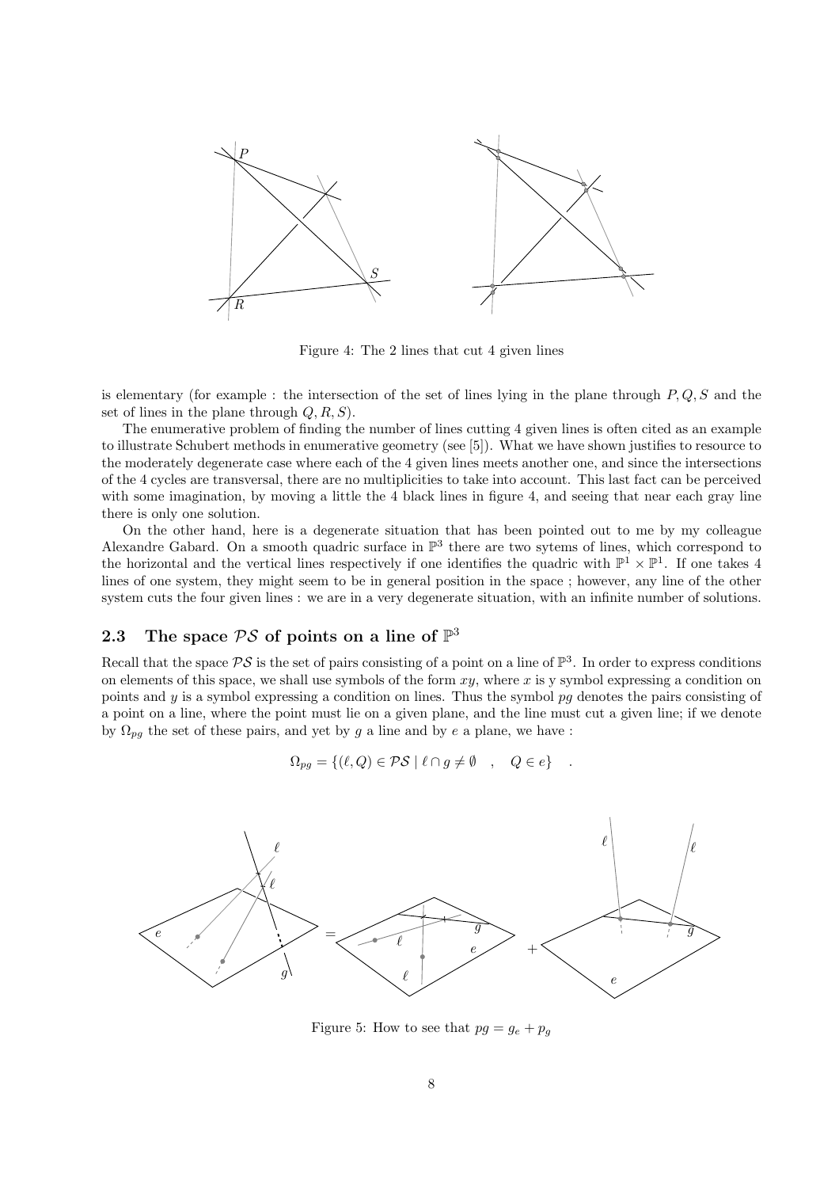Figure 4: The 2 lines that cut 4 given lines

is elementary (for example : the intersection of the set of lines lying in the plane through $P, Q, S$ and the set of lines in the plane through $Q, R, S$).

The enumerative problem of finding the number of lines cutting 4 given lines is often cited as an example to illustrate Schubert methods in enumerative geometry (see [5]). What we have shown justifies to resource to the moderately degenerate case where each of the 4 given lines meets another one, and since the intersections of the 4 cycles are transversal, there are no multiplicities to take into account. This last fact can be perceived with some imagination, by moving a little the 4 black lines in figure 4, and seeing that near each gray line there is only one solution.

On the other hand, here is a degenerate situation that has been pointed out to me by my colleague Alexandre Gabard. On a smooth quadric surface in $\mathbb{P}^3$ there are two sytems of lines, which correspond to the horizontal and the vertical lines respectively if one identifies the quadric with $\mathbb{P}^1 \times \mathbb{P}^1$. If one takes 4 lines of one system, they might seem to be in general position in the space ; however, any line of the other system cuts the four given lines : we are in a very degenerate situation, with an infinite number of solutions.

### 2.3 The space $\mathcal{PS}$ of points on a line of $\mathbb{P}^3$

Recall that the space $\mathcal{PS}$ is the set of pairs consisting of a point on a line of $\mathbb{P}^3$. In order to express conditions on elements of this space, we shall use symbols of the form $xy$, where $x$ is y symbol expressing a condition on points and $y$ is a symbol expressing a condition on lines. Thus the symbol $pg$ denotes the pairs consisting of a point on a line, where the point must lie on a given plane, and the line must cut a given line; if we denote by $\Omega_{pg}$ the set of these pairs, and yet by $g$ a line and by $e$ a plane, we have :

$$\Omega_{pg} = \{(\ell, Q) \in \mathcal{PS} \mid \ell \cap g \neq \emptyset \quad , \quad Q \in e\} \quad .$$

Figure 5: How to see that $pg = g_e + p_g$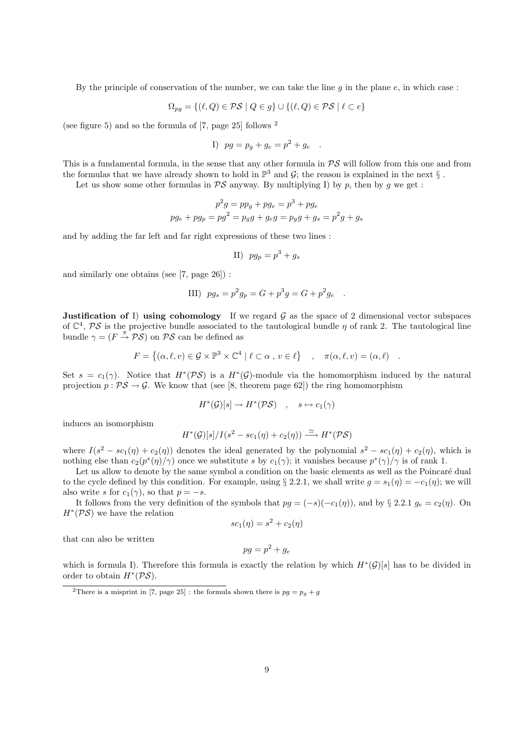By the principle of conservation of the number, we can take the line $g$ in the plane $e$, in which case :

$$\Omega_{pg} = \{(\ell, Q) \in \mathcal{PS} \mid Q \in g\} \cup \{(\ell, Q) \in \mathcal{PS} \mid \ell \subset e\}$$

(see figure 5) and so the formula of [7, page 25] follows [2]

$$\text{I)} \;\; pg = p_g + g_e = p^2 + g_e \quad .$$

This is a fundamental formula, in the sense that any other formula in $\mathcal{PS}$ will follow from this one and from the formulas that we have already shown to hold in $\mathbb{P}^3$ and $\mathcal{G}$; the reason is explained in the next § .

Let us show some other formulas in $\mathcal{PS}$ anyway. By multiplying I) by $p$, then by $g$ we get :

$$p^2 g = pp_g + pg_e = p^3 + pg_e$$
$$pg_e + pg_p = pg^2 = p_g g + g_e g = p_g g + g_s = p^2 g + g_s$$

and by adding the far left and far right expressions of these two lines :

$$\text{II)} \;\; pg_p = p^3 + g_s$$

and similarly one obtains (see [7, page 26]) :

$$\text{III)} \;\; pg_s = p^2 g_p = G + p^3 g = G + p^2 g_e \quad .$$

**Justification of** I) **using cohomology** If we regard $\mathcal{G}$ as the space of 2 dimensional vector subspaces of $\mathbb{C}^4$, $\mathcal{PS}$ is the projective bundle associated to the tautological bundle $\eta$ of rank 2. The tautological line bundle $\gamma = (F \xrightarrow{\pi} \mathcal{PS})$ on $\mathcal{PS}$ can be defined as

$$F = \left\{(\alpha, \ell, v) \in \mathcal{G} \times \mathbb{P}^3 \times \mathbb{C}^4 \mid \ell \subset \alpha \; , \; v \in \ell\right\} \quad , \quad \pi(\alpha, \ell, v) = (\alpha, \ell) \quad .$$

Set $s = c_1(\gamma)$. Notice that $H^*(\mathcal{PS})$ is a $H^*(\mathcal{G})$-module via the homomorphism induced by the natural projection $p : \mathcal{PS} \to \mathcal{G}$. We know that (see [8, theorem page 62]) the ring homomorphism

$$H^*(\mathcal{G})[s] \to H^*(\mathcal{PS}) \quad , \quad s \mapsto c_1(\gamma)$$

induces an isomorphism

$$H^*(\mathcal{G})[s]/I(s^2 - sc_1(\eta) + c_2(\eta)) \xrightarrow{\simeq} H^*(\mathcal{PS})$$

where $I(s^2 - sc_1(\eta) + c_2(\eta))$ denotes the ideal generated by the polynomial $s^2 - sc_1(\eta) + c_2(\eta)$, which is nothing else than $c_2(p^*(\eta)/\gamma)$ once we substitute $s$ by $c_1(\gamma)$; it vanishes because $p^*(\gamma)/\gamma$ is of rank 1.

Let us allow to denote by the same symbol a condition on the basic elements as well as the Poincaré dual to the cycle defined by this condition. For example, using § 2.2.1, we shall write $g = s_1(\eta) = -c_1(\eta)$; we will also write $s$ for $c_1(\gamma)$, so that $p = -s$.

It follows from the very definition of the symbols that $pg = (-s)(-c_1(\eta))$, and by § 2.2.1 $g_e = c_2(\eta)$. On $H^*(\mathcal{PS})$ we have the relation

$$sc_1(\eta) = s^2 + c_2(\eta)$$

that can also be written

$$pg = p^2 + g_e$$

which is formula I). Therefore this formula is exactly the relation by which $H^*(\mathcal{G})[s]$ has to be divided in order to obtain $H^*(\mathcal{PS})$.

[2] There is a misprint in [7, page 25] : the formula shown there is $pg = p_g + g$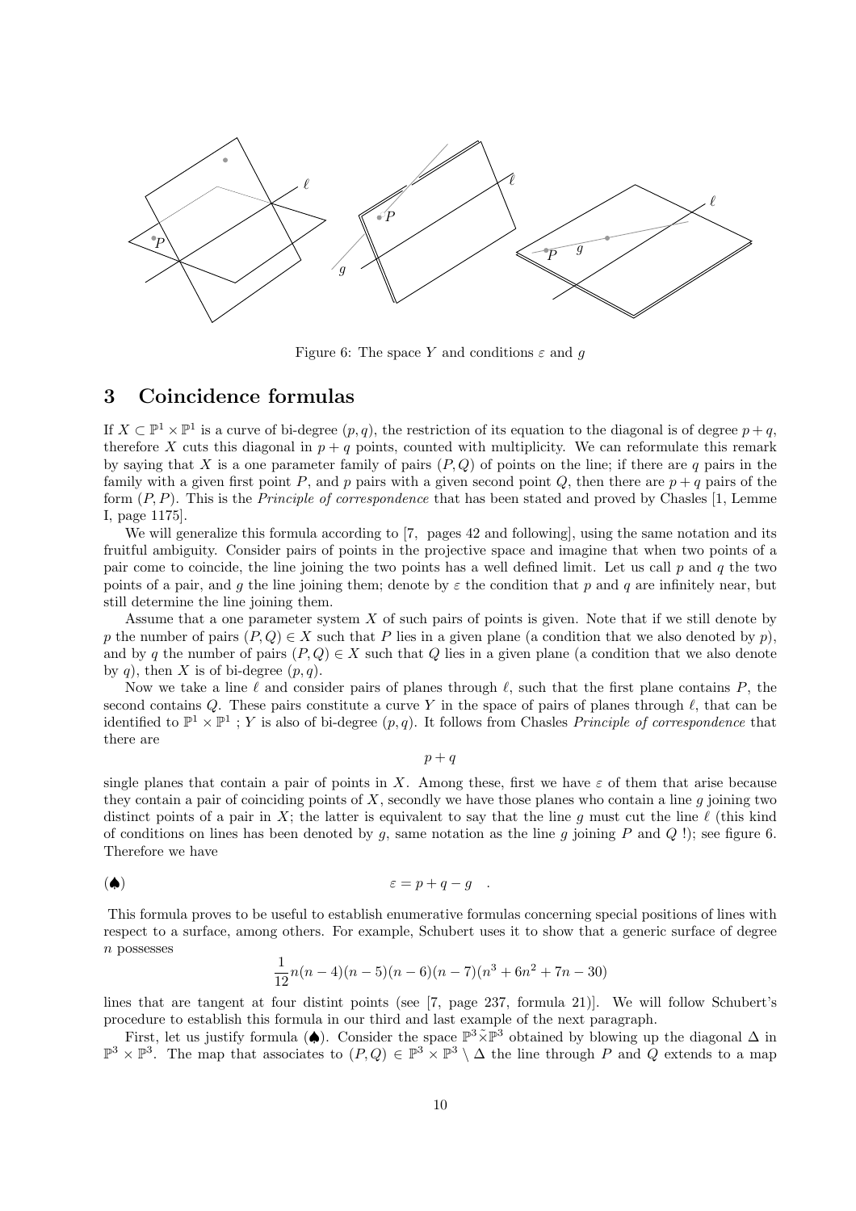Figure 6: The space $Y$ and conditions $\varepsilon$ and $g$

## 3 Coincidence formulas

If $X \subset \mathbb{P}^1 \times \mathbb{P}^1$ is a curve of bi-degree $(p, q)$, the restriction of its equation to the diagonal is of degree $p + q$, therefore $X$ cuts this diagonal in $p + q$ points, counted with multiplicity. We can reformulate this remark by saying that $X$ is a one parameter family of pairs $(P, Q)$ of points on the line; if there are $q$ pairs in the family with a given first point $P$, and $p$ pairs with a given second point $Q$, then there are $p + q$ pairs of the form $(P, P)$. This is the *Principle of correspondence* that has been stated and proved by Chasles [1, Lemme I, page 1175].

We will generalize this formula according to [7, pages 42 and following], using the same notation and its fruitful ambiguity. Consider pairs of points in the projective space and imagine that when two points of a pair come to coincide, the line joining the two points has a well defined limit. Let us call $p$ and $q$ the two points of a pair, and $g$ the line joining them; denote by $\varepsilon$ the condition that $p$ and $q$ are infinitely near, but still determine the line joining them.

Assume that a one parameter system $X$ of such pairs of points is given. Note that if we still denote by $p$ the number of pairs $(P, Q) \in X$ such that $P$ lies in a given plane (a condition that we also denoted by $p$), and by $q$ the number of pairs $(P, Q) \in X$ such that $Q$ lies in a given plane (a condition that we also denote by $q$), then $X$ is of bi-degree $(p, q)$.

Now we take a line $\ell$ and consider pairs of planes through $\ell$, such that the first plane contains $P$, the second contains $Q$. These pairs constitute a curve $Y$ in the space of pairs of planes through $\ell$, that can be identified to $\mathbb{P}^1 \times \mathbb{P}^1$ ; $Y$ is also of bi-degree $(p, q)$. It follows from Chasles *Principle of correspondence* that there are

$$p + q$$

single planes that contain a pair of points in $X$. Among these, first we have $\varepsilon$ of them that arise because they contain a pair of coinciding points of $X$, secondly we have those planes who contain a line $g$ joining two distinct points of a pair in $X$; the latter is equivalent to say that the line $g$ must cut the line $\ell$ (this kind of conditions on lines has been denoted by $g$, same notation as the line $g$ joining $P$ and $Q$ !); see figure 6. Therefore we have

$$(\spadesuit) \qquad \varepsilon = p + q - g \quad .$$

This formula proves to be useful to establish enumerative formulas concerning special positions of lines with respect to a surface, among others. For example, Schubert uses it to show that a generic surface of degree $n$ possesses

$$\frac{1}{12}n(n-4)(n-5)(n-6)(n-7)(n^3 + 6n^2 + 7n - 30)$$

lines that are tangent at four distint points (see [7, page 237, formula 21)]. We will follow Schubert's procedure to establish this formula in our third and last example of the next paragraph.

First, let us justify formula ($\spadesuit$). Consider the space $\mathbb{P}^3 \tilde{\times} \mathbb{P}^3$ obtained by blowing up the diagonal $\Delta$ in $\mathbb{P}^3 \times \mathbb{P}^3$. The map that associates to $(P, Q) \in \mathbb{P}^3 \times \mathbb{P}^3 \setminus \Delta$ the line through $P$ and $Q$ extends to a map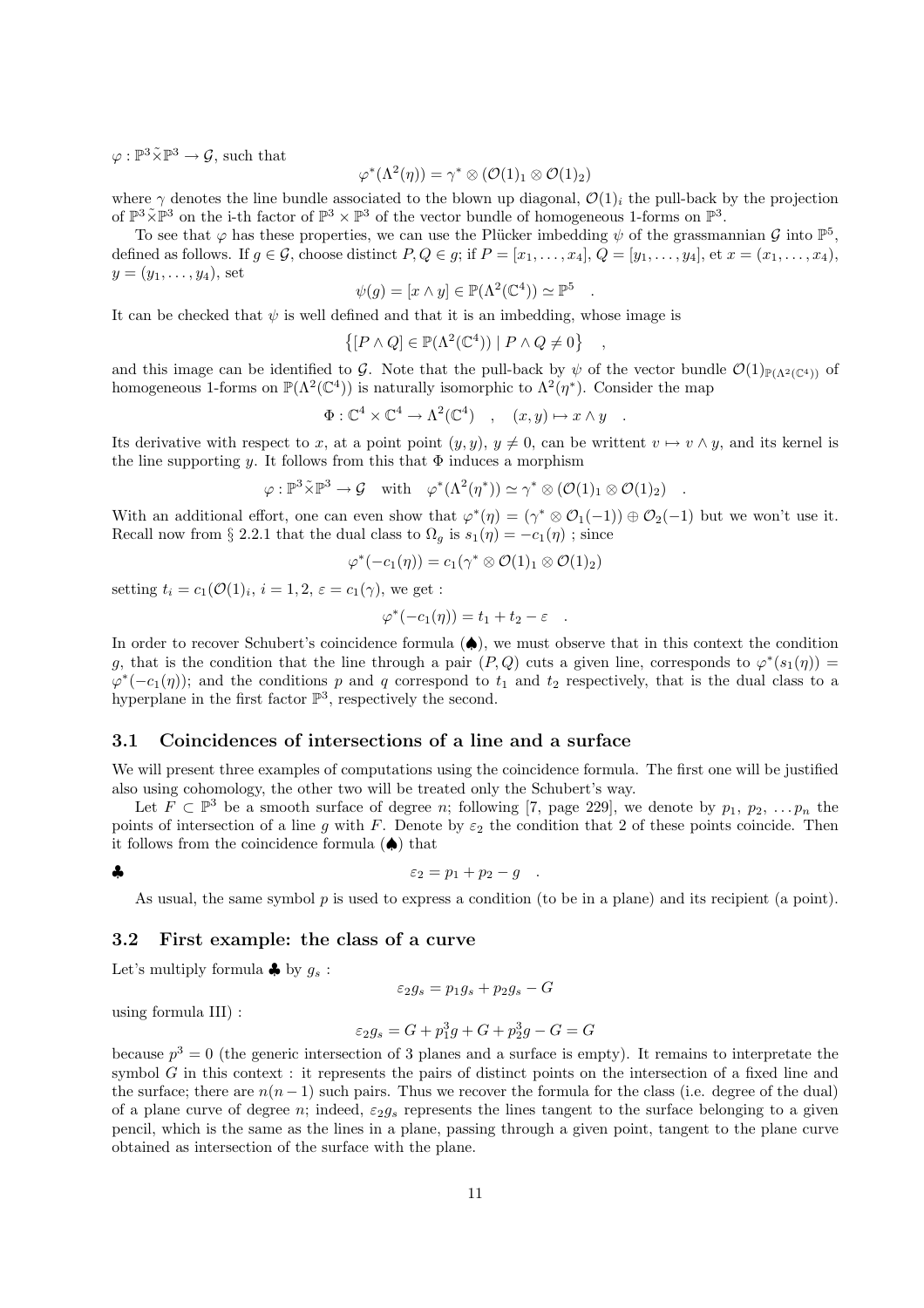$\varphi : \mathbb{P}^3 \tilde{\times} \mathbb{P}^3 \to \mathcal{G}$, such that

$$\varphi^*(\Lambda^2(\eta)) = \gamma^* \otimes (\mathcal{O}(1)_1 \otimes \mathcal{O}(1)_2)$$

where $\gamma$ denotes the line bundle associated to the blown up diagonal, $\mathcal{O}(1)_i$ the pull-back by the projection of $\mathbb{P}^3 \tilde{\times} \mathbb{P}^3$ on the i-th factor of $\mathbb{P}^3 \times \mathbb{P}^3$ of the vector bundle of homogeneous 1-forms on $\mathbb{P}^3$.

To see that $\varphi$ has these properties, we can use the Plücker imbedding $\psi$ of the grassmannian $\mathcal{G}$ into $\mathbb{P}^5$, defined as follows. If $g \in \mathcal{G}$, choose distinct $P, Q \in g$; if $P = [x_1, \ldots, x_4]$, $Q = [y_1, \ldots, y_4]$, et $x = (x_1, \ldots, x_4)$, $y = (y_1, \ldots, y_4)$, set

$$\psi(g) = [x \wedge y] \in \mathbb{P}(\Lambda^2(\mathbb{C}^4)) \simeq \mathbb{P}^5 \quad .$$

It can be checked that $\psi$ is well defined and that it is an imbedding, whose image is

$$\left\{[P \wedge Q] \in \mathbb{P}(\Lambda^2(\mathbb{C}^4)) \mid P \wedge Q \neq 0\right\} \quad ,$$

and this image can be identified to $\mathcal{G}$. Note that the pull-back by $\psi$ of the vector bundle $\mathcal{O}(1)_{\mathbb{P}(\Lambda^2(\mathbb{C}^4))}$ of homogeneous 1-forms on $\mathbb{P}(\Lambda^2(\mathbb{C}^4))$ is naturally isomorphic to $\Lambda^2(\eta^*)$. Consider the map

$$\Phi : \mathbb{C}^4 \times \mathbb{C}^4 \to \Lambda^2(\mathbb{C}^4) \quad , \quad (x, y) \mapsto x \wedge y \quad .$$

Its derivative with respect to $x$, at a point point $(y, y)$, $y \neq 0$, can be writtent $v \mapsto v \wedge y$, and its kernel is the line supporting $y$. It follows from this that $\Phi$ induces a morphism

$$\varphi : \mathbb{P}^3 \tilde{\times} \mathbb{P}^3 \to \mathcal{G} \quad \text{with} \quad \varphi^*(\Lambda^2(\eta^*)) \simeq \gamma^* \otimes (\mathcal{O}(1)_1 \otimes \mathcal{O}(1)_2) \quad .$$

With an additional effort, one can even show that $\varphi^*(\eta) = (\gamma^* \otimes \mathcal{O}_1(-1)) \oplus \mathcal{O}_2(-1)$ but we won't use it. Recall now from § 2.2.1 that the dual class to $\Omega_g$ is $s_1(\eta) = -c_1(\eta)$ ; since

$$\varphi^*(-c_1(\eta)) = c_1(\gamma^* \otimes \mathcal{O}(1)_1 \otimes \mathcal{O}(1)_2)$$

setting $t_i = c_1(\mathcal{O}(1)_i$, $i = 1, 2$, $\varepsilon = c_1(\gamma)$, we get :

$$\varphi^*(-c_1(\eta)) = t_1 + t_2 - \varepsilon \quad .$$

In order to recover Schubert's coincidence formula (♠), we must observe that in this context the condition $g$, that is the condition that the line through a pair $(P, Q)$ cuts a given line, corresponds to $\varphi^*(s_1(\eta)) = \varphi^*(-c_1(\eta))$; and the conditions $p$ and $q$ correspond to $t_1$ and $t_2$ respectively, that is the dual class to a hyperplane in the first factor $\mathbb{P}^3$, respectively the second.

## 3.1 Coincidences of intersections of a line and a surface

We will present three examples of computations using the coincidence formula. The first one will be justified also using cohomology, the other two will be treated only the Schubert's way.

Let $F \subset \mathbb{P}^3$ be a smooth surface of degree $n$; following [7, page 229], we denote by $p_1$, $p_2$, $\ldots p_n$ the points of intersection of a line $g$ with $F$. Denote by $\varepsilon_2$ the condition that 2 of these points coincide. Then it follows from the coincidence formula (♠) that

♣
$$\varepsilon_2 = p_1 + p_2 - g \quad .$$

As usual, the same symbol $p$ is used to express a condition (to be in a plane) and its recipient (a point).

## 3.2 First example: the class of a curve

Let's multiply formula ♣ by $g_s$ :

$$\varepsilon_2 g_s = p_1 g_s + p_2 g_s - G$$

using formula III) :

$$\varepsilon_2 g_s = G + p_1^3 g + G + p_2^3 g - G = G$$

because $p^3 = 0$ (the generic intersection of 3 planes and a surface is empty). It remains to interpretate the symbol $G$ in this context : it represents the pairs of distinct points on the intersection of a fixed line and the surface; there are $n(n-1)$ such pairs. Thus we recover the formula for the class (i.e. degree of the dual) of a plane curve of degree $n$; indeed, $\varepsilon_2 g_s$ represents the lines tangent to the surface belonging to a given pencil, which is the same as the lines in a plane, passing through a given point, tangent to the plane curve obtained as intersection of the surface with the plane.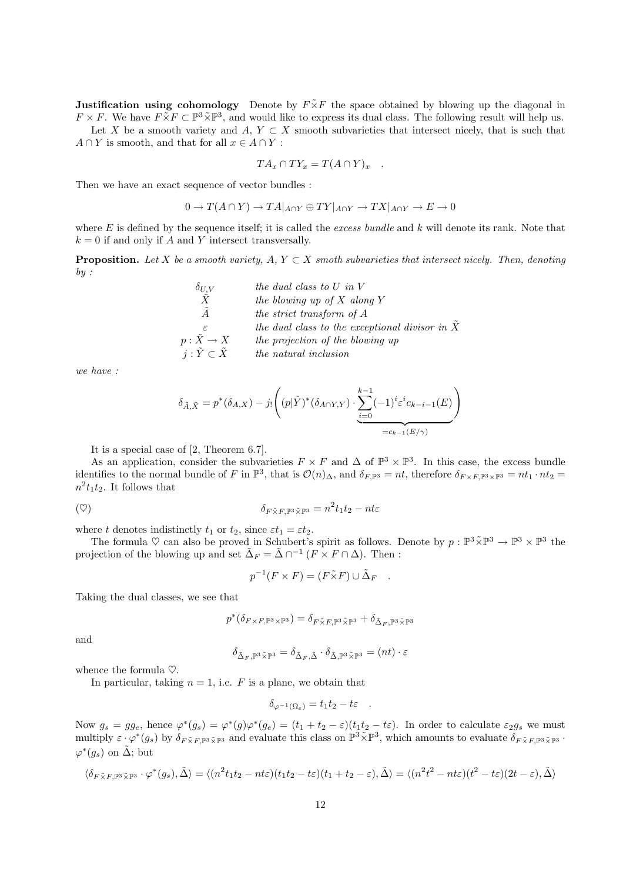**Justification using cohomology** Denote by $F\tilde{\times}F$ the space obtained by blowing up the diagonal in $F\times F$. We have $F\tilde{\times}F\subset\mathbb{P}^3\tilde{\times}\mathbb{P}^3$, and would like to express its dual class. The following result will help us.

Let $X$ be a smooth variety and $A$, $Y\subset X$ smooth subvarieties that intersect nicely, that is such that $A\cap Y$ is smooth, and that for all $x\in A\cap Y$ :

$$TA_x\cap TY_x = T(A\cap Y)_x \quad .$$

Then we have an exact sequence of vector bundles :

$$0\to T(A\cap Y)\to TA|_{A\cap Y}\oplus TY|_{A\cap Y}\to TX|_{A\cap Y}\to E\to 0$$

where $E$ is defined by the sequence itself; it is called the *excess bundle* and $k$ will denote its rank. Note that $k=0$ if and only if $A$ and $Y$ intersect transversally.

**Proposition.** *Let $X$ be a smooth variety, $A$, $Y\subset X$ smoth subvarieties that intersect nicely. Then, denoting by :*

| | |
|---|---|
| $\delta_{U,V}$ | *the dual class to $U$ in $V$* |
| $\tilde{X}$ | *the blowing up of $X$ along $Y$* |
| $\tilde{A}$ | *the strict transform of $A$* |
| $\varepsilon$ | *the dual class to the exceptional divisor in $\tilde{X}$* |
| $p:\tilde{X}\to X$ | *the projection of the blowing up* |
| $j:\tilde{Y}\subset\tilde{X}$ | *the natural inclusion* |

*we have :*

$$\delta_{\tilde{A},\tilde{X}} = p^*(\delta_{A,X}) - j_!\left((p|\tilde{Y})^*(\delta_{A\cap Y,Y})\cdot\underbrace{\sum_{i=0}^{k-1}(-1)^i\varepsilon^i c_{k-i-1}(E)}_{=c_{k-1}(E/\gamma)}\right)$$

It is a special case of [2, Theorem 6.7].

As an application, consider the subvarieties $F\times F$ and $\Delta$ of $\mathbb{P}^3\times\mathbb{P}^3$. In this case, the excess bundle identifies to the normal bundle of $F$ in $\mathbb{P}^3$, that is $\mathcal{O}(n)_\Delta$, and $\delta_{F,\mathbb{P}^3}=nt$, therefore $\delta_{F\times F,\mathbb{P}^3\times\mathbb{P}^3}=nt_1\cdot nt_2=n^2t_1t_2$. It follows that

$$(\heartsuit)\qquad\qquad \delta_{F\tilde{\times}F,\mathbb{P}^3\tilde{\times}\mathbb{P}^3} = n^2t_1t_2 - nt\varepsilon$$

where $t$ denotes indistinctly $t_1$ or $t_2$, since $\varepsilon t_1=\varepsilon t_2$.

The formula $\heartsuit$ can also be proved in Schubert's spirit as follows. Denote by $p:\mathbb{P}^3\tilde{\times}\mathbb{P}^3\to\mathbb{P}^3\times\mathbb{P}^3$ the projection of the blowing up and set $\tilde{\Delta}_F=\tilde{\Delta}\cap^{-1}(F\times F\cap\Delta)$. Then :

$$p^{-1}(F\times F) = (F\tilde{\times}F)\cup\tilde{\Delta}_F \quad .$$

Taking the dual classes, we see that

$$p^*(\delta_{F\times F,\mathbb{P}^3\times\mathbb{P}^3}) = \delta_{F\tilde{\times}F,\mathbb{P}^3\tilde{\times}\mathbb{P}^3} + \delta_{\tilde{\Delta}_F,\mathbb{P}^3\tilde{\times}\mathbb{P}^3}$$

and

$$\delta_{\tilde{\Delta}_F,\mathbb{P}^3\tilde{\times}\mathbb{P}^3} = \delta_{\tilde{\Delta}_F,\tilde{\Delta}}\cdot\delta_{\tilde{\Delta},\mathbb{P}^3\tilde{\times}\mathbb{P}^3} = (nt)\cdot\varepsilon$$

whence the formula $\heartsuit$.

In particular, taking $n=1$, i.e. $F$ is a plane, we obtain that

$$\delta_{\varphi^{-1}(\Omega_e)} = t_1t_2 - t\varepsilon \quad .$$

Now $g_s=gg_e$, hence $\varphi^*(g_s)=\varphi^*(g)\varphi^*(g_e)=(t_1+t_2-\varepsilon)(t_1t_2-t\varepsilon)$. In order to calculate $\varepsilon_2 g_s$ we must multiply $\varepsilon\cdot\varphi^*(g_s)$ by $\delta_{F\tilde{\times}F,\mathbb{P}^3\tilde{\times}\mathbb{P}^3}$ and evaluate this class on $\mathbb{P}^3\tilde{\times}\mathbb{P}^3$, which amounts to evaluate $\delta_{F\tilde{\times}F,\mathbb{P}^3\tilde{\times}\mathbb{P}^3}\cdot\varphi^*(g_s)$ on $\tilde{\Delta}$; but

$$\langle\delta_{F\tilde{\times}F,\mathbb{P}^3\tilde{\times}\mathbb{P}^3}\cdot\varphi^*(g_s),\tilde{\Delta}\rangle = \langle(n^2t_1t_2-nt\varepsilon)(t_1t_2-t\varepsilon)(t_1+t_2-\varepsilon),\tilde{\Delta}\rangle = \langle(n^2t^2-nt\varepsilon)(t^2-t\varepsilon)(2t-\varepsilon),\tilde{\Delta}\rangle$$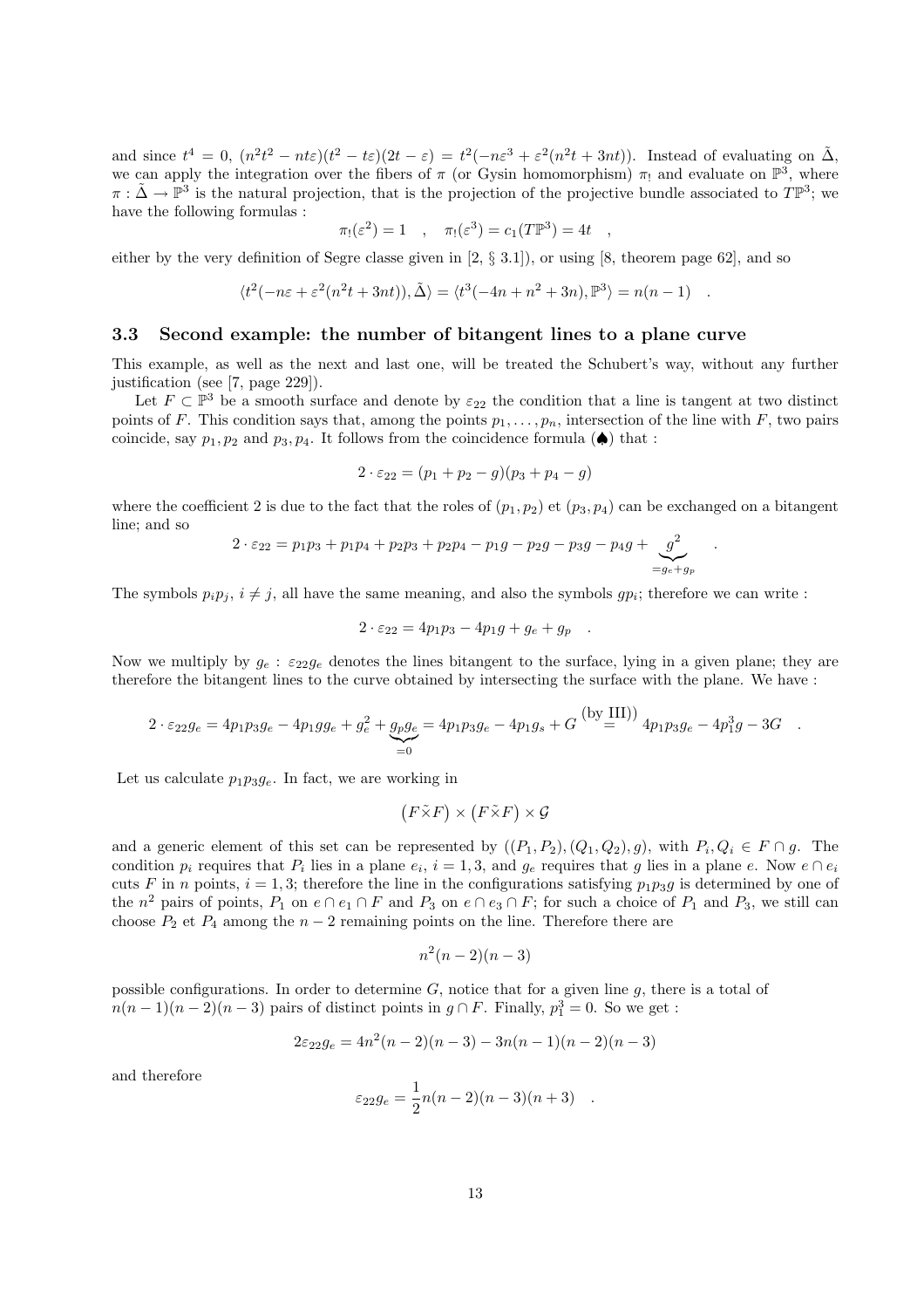and since $t^4 = 0$, $(n^2t^2 - nt\varepsilon)(t^2 - t\varepsilon)(2t - \varepsilon) = t^2(-n\varepsilon^3 + \varepsilon^2(n^2t + 3nt))$. Instead of evaluating on $\tilde{\Delta}$, we can apply the integration over the fibers of $\pi$ (or Gysin homomorphism) $\pi_!$ and evaluate on $\mathbb{P}^3$, where $\pi : \tilde{\Delta} \to \mathbb{P}^3$ is the natural projection, that is the projection of the projective bundle associated to $T\mathbb{P}^3$; we have the following formulas :

$$\pi_!(\varepsilon^2) = 1 \quad , \quad \pi_!(\varepsilon^3) = c_1(T\mathbb{P}^3) = 4t \quad ,$$

either by the very definition of Segre classe given in [2, § 3.1]), or using [8, theorem page 62], and so

$$\langle t^2(-n\varepsilon + \varepsilon^2(n^2t + 3nt)), \tilde{\Delta}\rangle = \langle t^3(-4n + n^2 + 3n), \mathbb{P}^3\rangle = n(n-1) \quad .$$

### 3.3 Second example: the number of bitangent lines to a plane curve

This example, as well as the next and last one, will be treated the Schubert's way, without any further justification (see [7, page 229]).

Let $F \subset \mathbb{P}^3$ be a smooth surface and denote by $\varepsilon_{22}$ the condition that a line is tangent at two distinct points of $F$. This condition says that, among the points $p_1, \ldots, p_n$, intersection of the line with $F$, two pairs coincide, say $p_1, p_2$ and $p_3, p_4$. It follows from the coincidence formula (♠) that :

$$2 \cdot \varepsilon_{22} = (p_1 + p_2 - g)(p_3 + p_4 - g)$$

where the coefficient 2 is due to the fact that the roles of $(p_1, p_2)$ et $(p_3, p_4)$ can be exchanged on a bitangent line; and so

$$2 \cdot \varepsilon_{22} = p_1p_3 + p_1p_4 + p_2p_3 + p_2p_4 - p_1g - p_2g - p_3g - p_4g + \underbrace{g^2}_{=g_e + g_p} \quad .$$

The symbols $p_ip_j$, $i \neq j$, all have the same meaning, and also the symbols $gp_i$; therefore we can write :

$$2 \cdot \varepsilon_{22} = 4p_1p_3 - 4p_1g + g_e + g_p \quad .$$

Now we multiply by $g_e$ : $\varepsilon_{22}g_e$ denotes the lines bitangent to the surface, lying in a given plane; they are therefore the bitangent lines to the curve obtained by intersecting the surface with the plane. We have :

$$2 \cdot \varepsilon_{22}g_e = 4p_1p_3g_e - 4p_1gg_e + g_e^2 + \underbrace{g_pg_e}_{=0} = 4p_1p_3g_e - 4p_1g_s + G \overset{\text{(by III))}}{=} 4p_1p_3g_e - 4p_1^3g - 3G \quad .$$

Let us calculate $p_1p_3g_e$. In fact, we are working in

$$\left(F\tilde{\times}F\right) \times \left(F\tilde{\times}F\right) \times \mathcal{G}$$

and a generic element of this set can be represented by $((P_1, P_2), (Q_1, Q_2), g)$, with $P_i, Q_i \in F \cap g$. The condition $p_i$ requires that $P_i$ lies in a plane $e_i$, $i = 1, 3$, and $g_e$ requires that $g$ lies in a plane $e$. Now $e \cap e_i$ cuts $F$ in $n$ points, $i = 1, 3$; therefore the line in the configurations satisfying $p_1p_3g$ is determined by one of the $n^2$ pairs of points, $P_1$ on $e \cap e_1 \cap F$ and $P_3$ on $e \cap e_3 \cap F$; for such a choice of $P_1$ and $P_3$, we still can choose $P_2$ et $P_4$ among the $n - 2$ remaining points on the line. Therefore there are

$$n^2(n-2)(n-3)$$

possible configurations. In order to determine $G$, notice that for a given line $g$, there is a total of $n(n-1)(n-2)(n-3)$ pairs of distinct points in $g \cap F$. Finally, $p_1^3 = 0$. So we get :

$$2\varepsilon_{22}g_e = 4n^2(n-2)(n-3) - 3n(n-1)(n-2)(n-3)$$

and therefore

$$\varepsilon_{22}g_e = \frac{1}{2}n(n-2)(n-3)(n+3) \quad .$$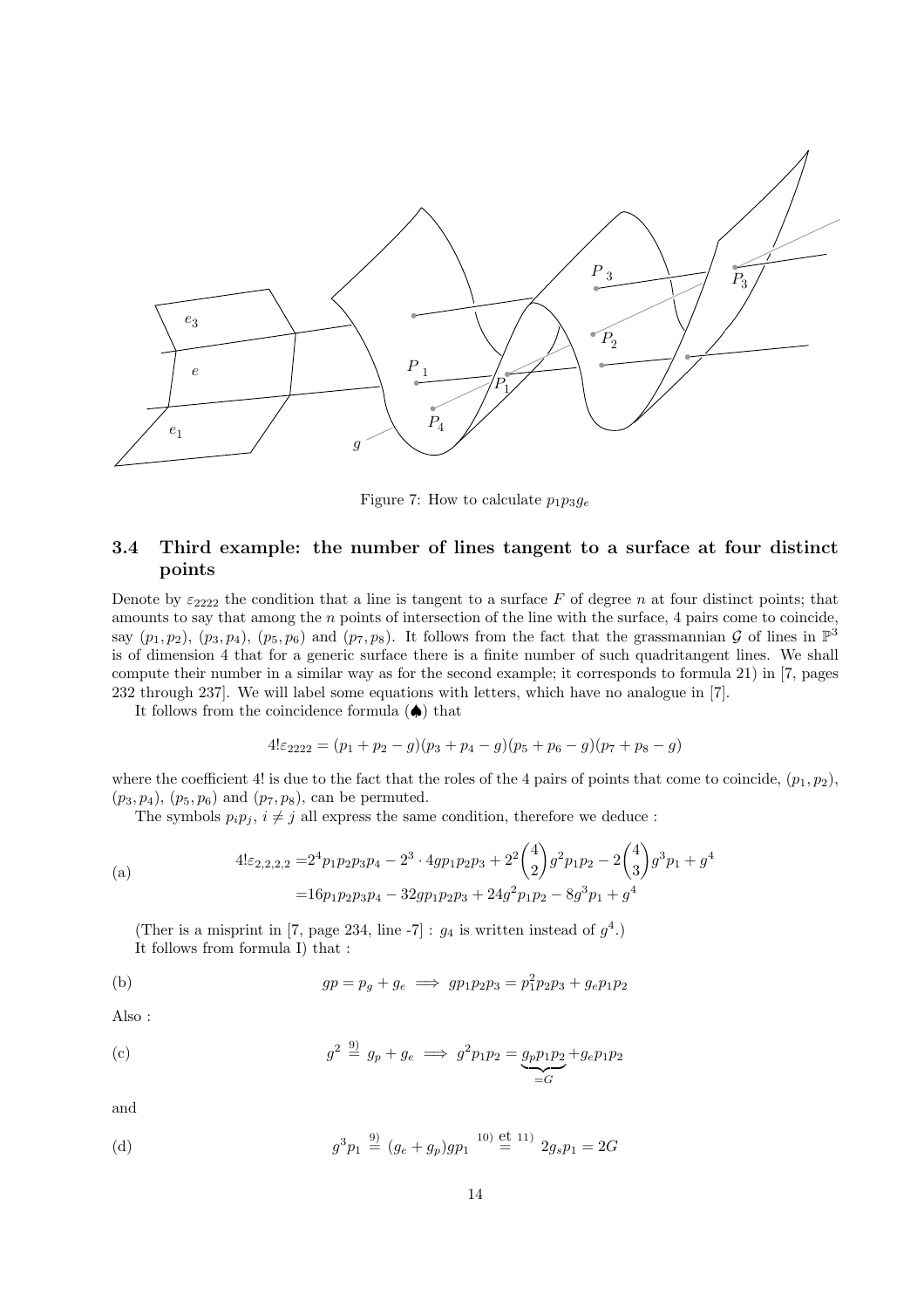Figure 7: How to calculate $p_1p_3g_e$

### 3.4 Third example: the number of lines tangent to a surface at four distinct points

Denote by $\varepsilon_{2222}$ the condition that a line is tangent to a surface $F$ of degree $n$ at four distinct points; that amounts to say that among the $n$ points of intersection of the line with the surface, 4 pairs come to coincide, say $(p_1, p_2)$, $(p_3, p_4)$, $(p_5, p_6)$ and $(p_7, p_8)$. It follows from the fact that the grassmannian $\mathcal{G}$ of lines in $\mathbb{P}^3$ is of dimension 4 that for a generic surface there is a finite number of such quadritangent lines. We shall compute their number in a similar way as for the second example; it corresponds to formula 21) in [7, pages 232 through 237]. We will label some equations with letters, which have no analogue in [7].

It follows from the coincidence formula (♠) that

$$4!\varepsilon_{2222} = (p_1 + p_2 - g)(p_3 + p_4 - g)(p_5 + p_6 - g)(p_7 + p_8 - g)$$

where the coefficient 4! is due to the fact that the roles of the 4 pairs of points that come to coincide, $(p_1, p_2)$, $(p_3, p_4)$, $(p_5, p_6)$ and $(p_7, p_8)$, can be permuted.

The symbols $p_ip_j$, $i \neq j$ all express the same condition, therefore we deduce :

$$\text{(a)} \qquad \begin{aligned} 4!\varepsilon_{2,2,2,2} =& 2^4 p_1p_2p_3p_4 - 2^3 \cdot 4gp_1p_2p_3 + 2^2\binom{4}{2}g^2p_1p_2 - 2\binom{4}{3}g^3p_1 + g^4 \\ =& 16p_1p_2p_3p_4 - 32gp_1p_2p_3 + 24g^2p_1p_2 - 8g^3p_1 + g^4 \end{aligned}$$

(Ther is a misprint in [7, page 234, line -7] : $g_4$ is written instead of $g^4$.)

It follows from formula I) that :

$$\text{(b)} \qquad gp = p_g + g_e \implies gp_1p_2p_3 = p_1^2p_2p_3 + g_ep_1p_2$$

Also :

$$\text{(c)} \qquad g^2 \overset{9)}{=} g_p + g_e \implies g^2p_1p_2 = \underbrace{g_pp_1p_2}_{=G} + g_ep_1p_2$$

and

$$\text{(d)} \qquad g^3p_1 \overset{9)}{=} (g_e + g_p)gp_1 \overset{10)\text{ et }11)}{=} 2g_sp_1 = 2G$$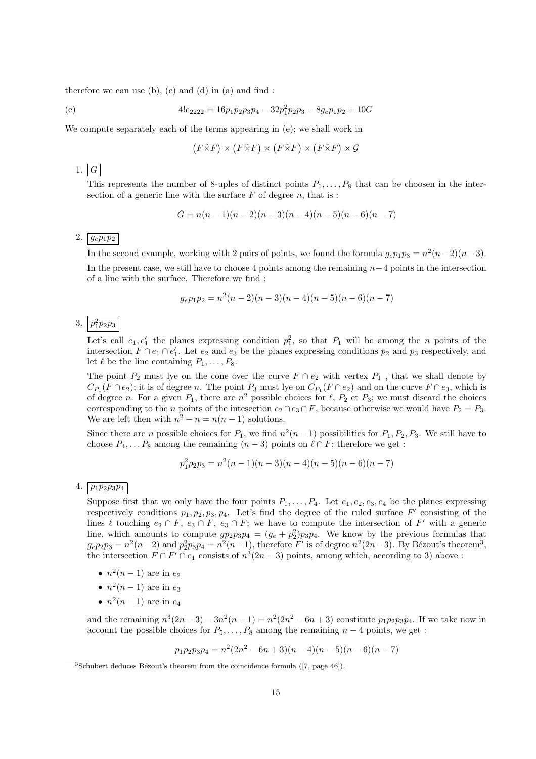therefore we can use (b), (c) and (d) in (a) and find :

(e)
$$4!e_{2222} = 16p_1p_2p_3p_4 - 32p_1^2p_2p_3 - 8g_ep_1p_2 + 10G$$

We compute separately each of the terms appearing in (e); we shall work in

$$\left(F\tilde{\times}F\right) \times \left(F\tilde{\times}F\right) \times \left(F\tilde{\times}F\right) \times \left(F\tilde{\times}F\right) \times \mathcal{G}$$

1. $\boxed{G}$

   This represents the number of 8-uples of distinct points $P_1, \ldots, P_8$ that can be choosen in the intersection of a generic line with the surface $F$ of degree $n$, that is :

   $$G = n(n-1)(n-2)(n-3)(n-4)(n-5)(n-6)(n-7)$$

2. $\boxed{g_ep_1p_2}$

   In the second example, working with 2 pairs of points, we found the formula $g_ep_1p_3 = n^2(n-2)(n-3)$.

   In the present case, we still have to choose 4 points among the remaining $n-4$ points in the intersection of a line with the surface. Therefore we find :

   $$g_ep_1p_2 = n^2(n-2)(n-3)(n-4)(n-5)(n-6)(n-7)$$

3. $\boxed{p_1^2p_2p_3}$

   Let's call $e_1, e_1'$ the planes expressing condition $p_1^2$, so that $P_1$ will be among the $n$ points of the intersection $F \cap e_1 \cap e_1'$. Let $e_2$ and $e_3$ be the planes expressing conditions $p_2$ and $p_3$ respectively, and let $\ell$ be the line containing $P_1, \ldots, P_8$.

   The point $P_2$ must lye on the cone over the curve $F \cap e_2$ with vertex $P_1$ , that we shall denote by $C_{P_1}(F \cap e_2)$; it is of degree $n$. The point $P_3$ must lye on $C_{P_1}(F \cap e_2)$ and on the curve $F \cap e_3$, which is of degree $n$. For a given $P_1$, there are $n^2$ possible choices for $\ell$, $P_2$ et $P_3$; we must discard the choices corresponding to the $n$ points of the intesection $e_2 \cap e_3 \cap F$, because otherwise we would have $P_2 = P_3$. We are left then with $n^2 - n = n(n-1)$ solutions.

   Since there are $n$ possible choices for $P_1$, we find $n^2(n-1)$ possibilities for $P_1, P_2, P_3$. We still have to choose $P_4, \ldots P_8$ among the remaining $(n-3)$ points on $\ell \cap F$; therefore we get :

   $$p_1^2p_2p_3 = n^2(n-1)(n-3)(n-4)(n-5)(n-6)(n-7)$$

4. $\boxed{p_1p_2p_3p_4}$

   Suppose first that we only have the four points $P_1, \ldots, P_4$. Let $e_1, e_2, e_3, e_4$ be the planes expressing respectively conditions $p_1, p_2, p_3, p_4$. Let's find the degree of the ruled surface $F'$ consisting of the lines $\ell$ touching $e_2 \cap F$, $e_3 \cap F$, $e_3 \cap F$; we have to compute the intersection of $F'$ with a generic line, which amounts to compute $gp_2p_3p_4 = (g_e + p_2^2)p_3p_4$. We know by the previous formulas that $g_ep_2p_3 = n^2(n-2)$ and $p_2^2p_3p_4 = n^2(n-1)$, therefore $F'$ is of degree $n^2(2n-3)$. By Bézout's theorem[3], the intersection $F \cap F' \cap e_1$ consists of $n^3(2n-3)$ points, among which, according to 3) above :

   - $n^2(n-1)$ are in $e_2$
   - $n^2(n-1)$ are in $e_3$
   - $n^2(n-1)$ are in $e_4$

   and the remaining $n^3(2n-3) - 3n^2(n-1) = n^2(2n^2 - 6n + 3)$ constitute $p_1p_2p_3p_4$. If we take now in account the possible choices for $P_5, \ldots, P_8$ among the remaining $n-4$ points, we get :

   $$p_1p_2p_3p_4 = n^2(2n^2 - 6n + 3)(n-4)(n-5)(n-6)(n-7)$$

---

[3] Schubert deduces Bézout's theorem from the coincidence formula ([7, page 46]).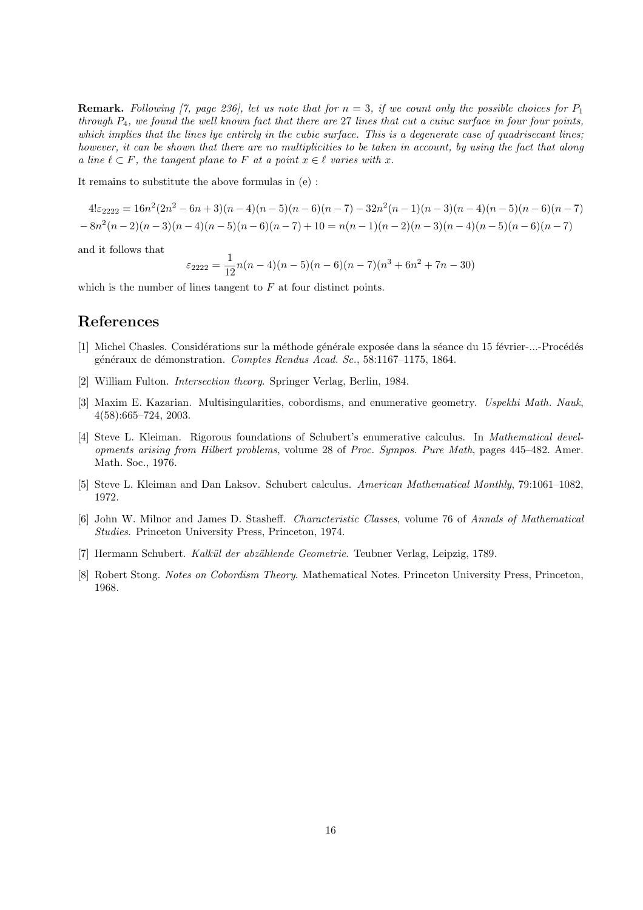**Remark.** *Following [7, page 236], let us note that for $n = 3$, if we count only the possible choices for $P_1$ through $P_4$, we found the well known fact that there are 27 lines that cut a cuiuc surface in four four points, which implies that the lines lye entirely in the cubic surface. This is a degenerate case of quadrisecant lines; however, it can be shown that there are no multiplicities to be taken in account, by using the fact that along a line $\ell \subset F$, the tangent plane to $F$ at a point $x \in \ell$ varies with $x$.*

It remains to substitute the above formulas in (e) :

$$4!\varepsilon_{2222} = 16n^2(2n^2 - 6n + 3)(n-4)(n-5)(n-6)(n-7) - 32n^2(n-1)(n-3)(n-4)(n-5)(n-6)(n-7)$$
$$- 8n^2(n-2)(n-3)(n-4)(n-5)(n-6)(n-7) + 10 = n(n-1)(n-2)(n-3)(n-4)(n-5)(n-6)(n-7)$$

and it follows that

$$\varepsilon_{2222} = \frac{1}{12}n(n-4)(n-5)(n-6)(n-7)(n^3 + 6n^2 + 7n - 30)$$

which is the number of lines tangent to $F$ at four distinct points.

## References

[1] Michel Chasles. Considérations sur la méthode générale exposée dans la séance du 15 février-...-Procédés généraux de démonstration. *Comptes Rendus Acad. Sc.*, 58:1167–1175, 1864.

[2] William Fulton. *Intersection theory*. Springer Verlag, Berlin, 1984.

[3] Maxim E. Kazarian. Multisingularities, cobordisms, and enumerative geometry. *Uspekhi Math. Nauk*, 4(58):665–724, 2003.

[4] Steve L. Kleiman. Rigorous foundations of Schubert's enumerative calculus. In *Mathematical developments arising from Hilbert problems*, volume 28 of *Proc. Sympos. Pure Math*, pages 445–482. Amer. Math. Soc., 1976.

[5] Steve L. Kleiman and Dan Laksov. Schubert calculus. *American Mathematical Monthly*, 79:1061–1082, 1972.

[6] John W. Milnor and James D. Stasheff. *Characteristic Classes*, volume 76 of *Annals of Mathematical Studies*. Princeton University Press, Princeton, 1974.

[7] Hermann Schubert. *Kalkül der abzählende Geometrie*. Teubner Verlag, Leipzig, 1789.

[8] Robert Stong. *Notes on Cobordism Theory*. Mathematical Notes. Princeton University Press, Princeton, 1968.